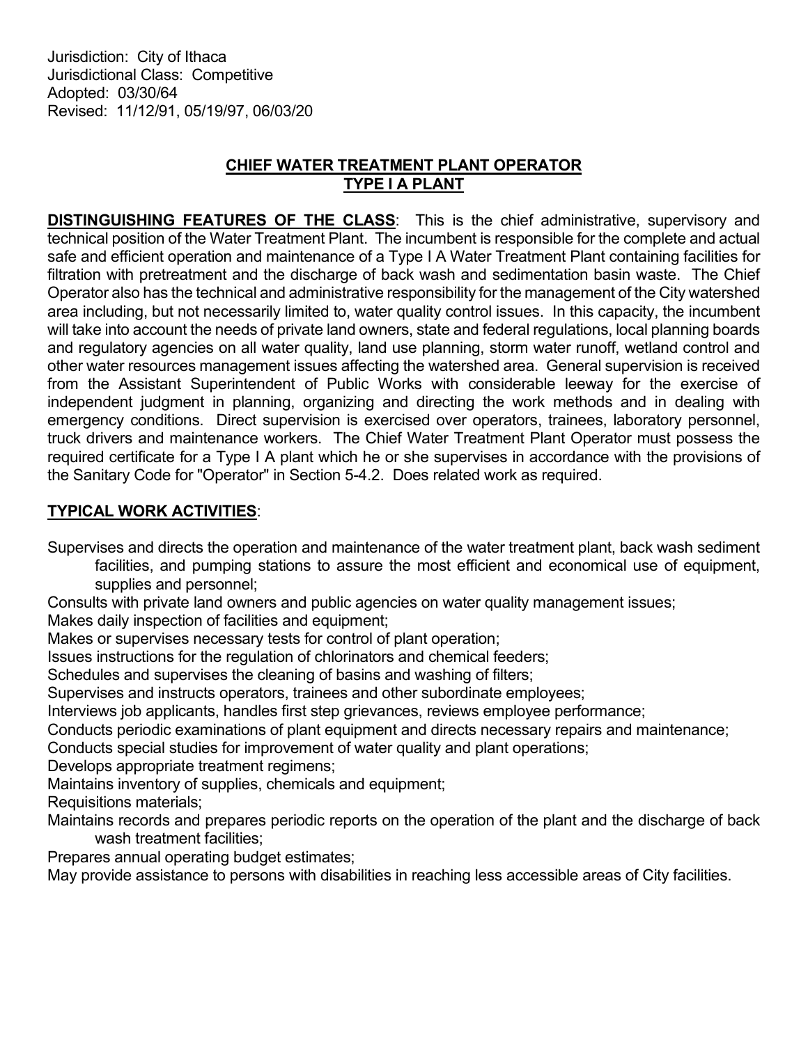Jurisdiction: City of Ithaca
Jurisdictional Class: Competitive
Adopted: 03/30/64
Revised: 11/12/91, 05/19/97, 06/03/20

# CHIEF WATER TREATMENT PLANT OPERATOR
## TYPE I A PLANT

**DISTINGUISHING FEATURES OF THE CLASS**: This is the chief administrative, supervisory and technical position of the Water Treatment Plant. The incumbent is responsible for the complete and actual safe and efficient operation and maintenance of a Type I A Water Treatment Plant containing facilities for filtration with pretreatment and the discharge of back wash and sedimentation basin waste. The Chief Operator also has the technical and administrative responsibility for the management of the City watershed area including, but not necessarily limited to, water quality control issues. In this capacity, the incumbent will take into account the needs of private land owners, state and federal regulations, local planning boards and regulatory agencies on all water quality, land use planning, storm water runoff, wetland control and other water resources management issues affecting the watershed area. General supervision is received from the Assistant Superintendent of Public Works with considerable leeway for the exercise of independent judgment in planning, organizing and directing the work methods and in dealing with emergency conditions. Direct supervision is exercised over operators, trainees, laboratory personnel, truck drivers and maintenance workers. The Chief Water Treatment Plant Operator must possess the required certificate for a Type I A plant which he or she supervises in accordance with the provisions of the Sanitary Code for "Operator" in Section 5-4.2. Does related work as required.

**TYPICAL WORK ACTIVITIES**:

Supervises and directs the operation and maintenance of the water treatment plant, back wash sediment facilities, and pumping stations to assure the most efficient and economical use of equipment, supplies and personnel;
Consults with private land owners and public agencies on water quality management issues;
Makes daily inspection of facilities and equipment;
Makes or supervises necessary tests for control of plant operation;
Issues instructions for the regulation of chlorinators and chemical feeders;
Schedules and supervises the cleaning of basins and washing of filters;
Supervises and instructs operators, trainees and other subordinate employees;
Interviews job applicants, handles first step grievances, reviews employee performance;
Conducts periodic examinations of plant equipment and directs necessary repairs and maintenance;
Conducts special studies for improvement of water quality and plant operations;
Develops appropriate treatment regimens;
Maintains inventory of supplies, chemicals and equipment;
Requisitions materials;
Maintains records and prepares periodic reports on the operation of the plant and the discharge of back wash treatment facilities;
Prepares annual operating budget estimates;
May provide assistance to persons with disabilities in reaching less accessible areas of City facilities.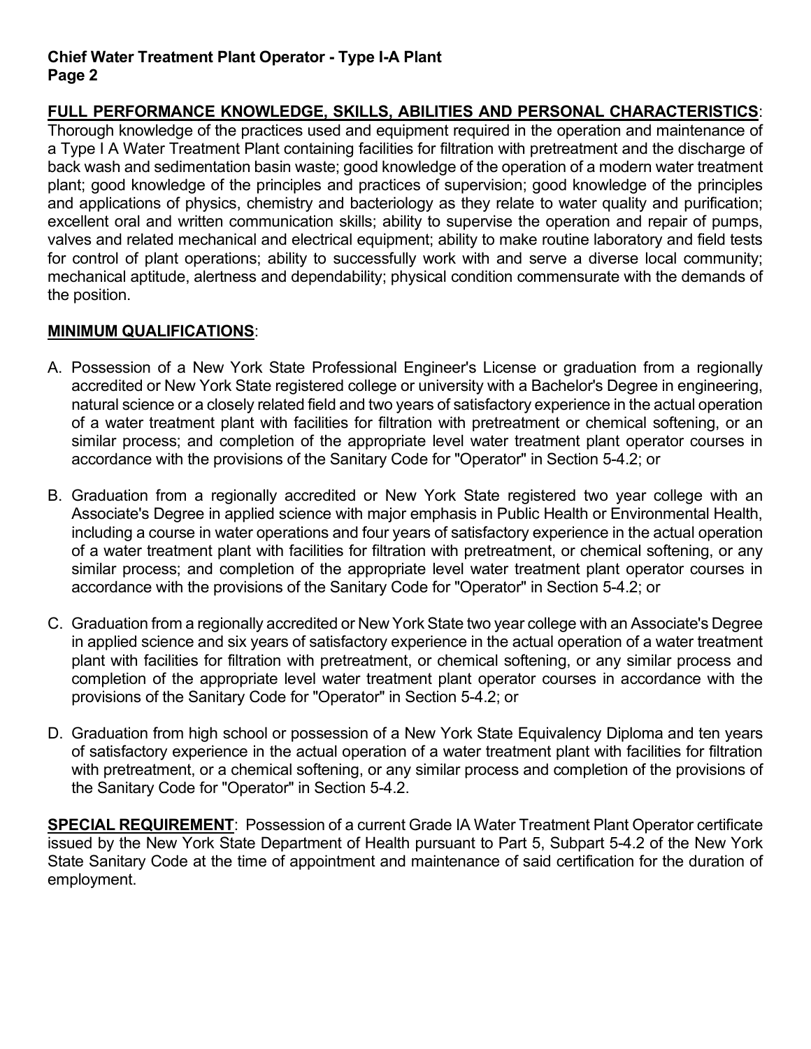**FULL PERFORMANCE KNOWLEDGE, SKILLS, ABILITIES AND PERSONAL CHARACTERISTICS**: Thorough knowledge of the practices used and equipment required in the operation and maintenance of a Type I A Water Treatment Plant containing facilities for filtration with pretreatment and the discharge of back wash and sedimentation basin waste; good knowledge of the operation of a modern water treatment plant; good knowledge of the principles and practices of supervision; good knowledge of the principles and applications of physics, chemistry and bacteriology as they relate to water quality and purification; excellent oral and written communication skills; ability to supervise the operation and repair of pumps, valves and related mechanical and electrical equipment; ability to make routine laboratory and field tests for control of plant operations; ability to successfully work with and serve a diverse local community; mechanical aptitude, alertness and dependability; physical condition commensurate with the demands of the position.

**MINIMUM QUALIFICATIONS**:

A. Possession of a New York State Professional Engineer's License or graduation from a regionally accredited or New York State registered college or university with a Bachelor's Degree in engineering, natural science or a closely related field and two years of satisfactory experience in the actual operation of a water treatment plant with facilities for filtration with pretreatment or chemical softening, or an similar process; and completion of the appropriate level water treatment plant operator courses in accordance with the provisions of the Sanitary Code for "Operator" in Section 5-4.2; or

B. Graduation from a regionally accredited or New York State registered two year college with an Associate's Degree in applied science with major emphasis in Public Health or Environmental Health, including a course in water operations and four years of satisfactory experience in the actual operation of a water treatment plant with facilities for filtration with pretreatment, or chemical softening, or any similar process; and completion of the appropriate level water treatment plant operator courses in accordance with the provisions of the Sanitary Code for "Operator" in Section 5-4.2; or

C. Graduation from a regionally accredited or New York State two year college with an Associate's Degree in applied science and six years of satisfactory experience in the actual operation of a water treatment plant with facilities for filtration with pretreatment, or chemical softening, or any similar process and completion of the appropriate level water treatment plant operator courses in accordance with the provisions of the Sanitary Code for "Operator" in Section 5-4.2; or

D. Graduation from high school or possession of a New York State Equivalency Diploma and ten years of satisfactory experience in the actual operation of a water treatment plant with facilities for filtration with pretreatment, or a chemical softening, or any similar process and completion of the provisions of the Sanitary Code for "Operator" in Section 5-4.2.

**SPECIAL REQUIREMENT**: Possession of a current Grade IA Water Treatment Plant Operator certificate issued by the New York State Department of Health pursuant to Part 5, Subpart 5-4.2 of the New York State Sanitary Code at the time of appointment and maintenance of said certification for the duration of employment.